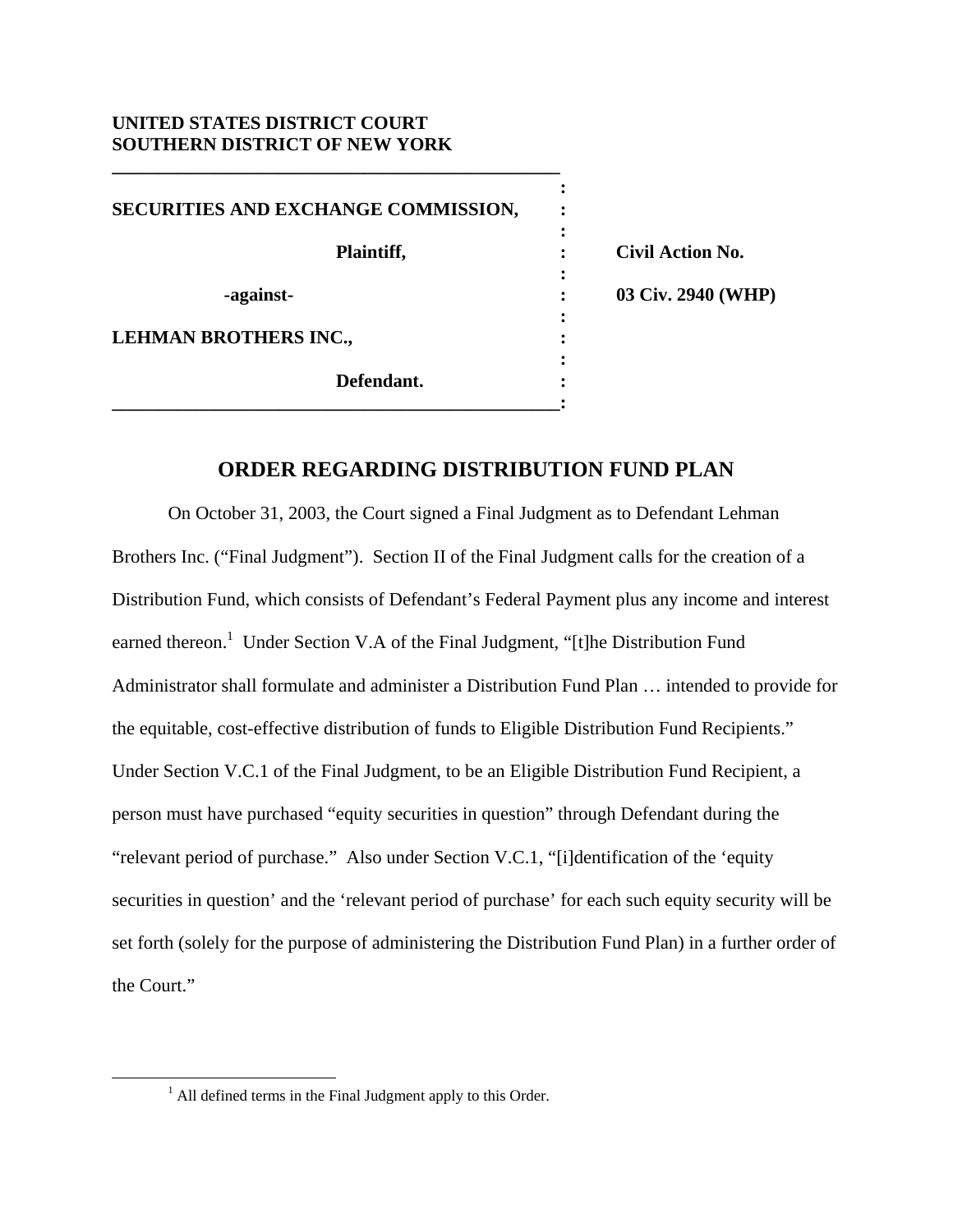**UNITED STATES DISTRICT COURT**
**SOUTHERN DISTRICT OF NEW YORK**

| | | |
|---|---|---|
| **SECURITIES AND EXCHANGE COMMISSION,** | : | |
| **Plaintiff,** | : | **Civil Action No.** |
| **-against-** | : | **03 Civ. 2940 (WHP)** |
| **LEHMAN BROTHERS INC.,** | : | |
| **Defendant.** | : | |

## ORDER REGARDING DISTRIBUTION FUND PLAN

On October 31, 2003, the Court signed a Final Judgment as to Defendant Lehman Brothers Inc. ("Final Judgment"). Section II of the Final Judgment calls for the creation of a Distribution Fund, which consists of Defendant's Federal Payment plus any income and interest earned thereon.[1] Under Section V.A of the Final Judgment, "[t]he Distribution Fund Administrator shall formulate and administer a Distribution Fund Plan … intended to provide for the equitable, cost-effective distribution of funds to Eligible Distribution Fund Recipients." Under Section V.C.1 of the Final Judgment, to be an Eligible Distribution Fund Recipient, a person must have purchased "equity securities in question" through Defendant during the "relevant period of purchase." Also under Section V.C.1, "[i]dentification of the 'equity securities in question' and the 'relevant period of purchase' for each such equity security will be set forth (solely for the purpose of administering the Distribution Fund Plan) in a further order of the Court."

[1] All defined terms in the Final Judgment apply to this Order.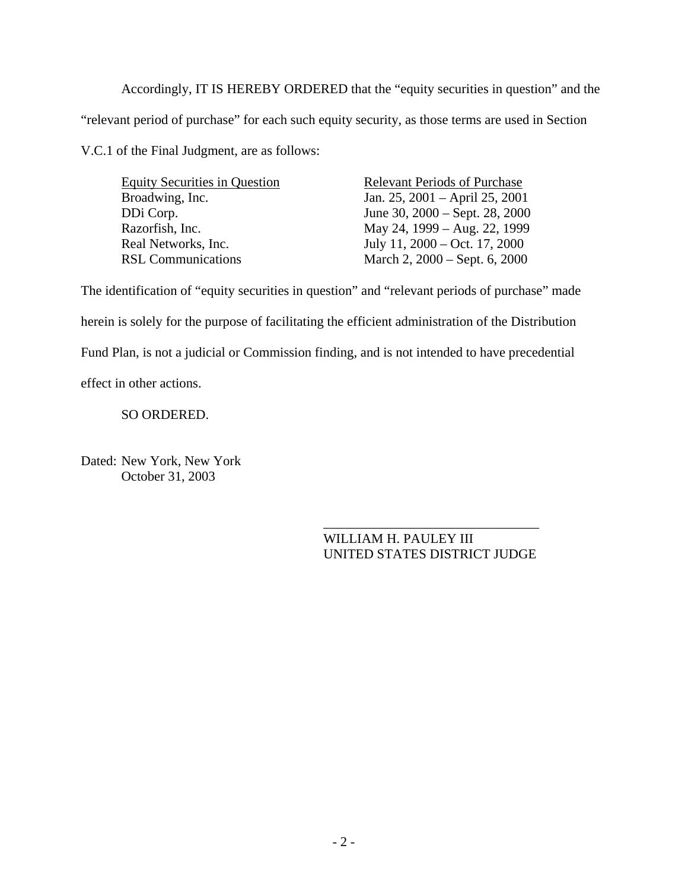Accordingly, IT IS HEREBY ORDERED that the "equity securities in question" and the "relevant period of purchase" for each such equity security, as those terms are used in Section V.C.1 of the Final Judgment, are as follows:

| Equity Securities in Question | Relevant Periods of Purchase |
|---|---|
| Broadwing, Inc. | Jan. 25, 2001 – April 25, 2001 |
| DDi Corp. | June 30, 2000 – Sept. 28, 2000 |
| Razorfish, Inc. | May 24, 1999 – Aug. 22, 1999 |
| Real Networks, Inc. | July 11, 2000 – Oct. 17, 2000 |
| RSL Communications | March 2, 2000 – Sept. 6, 2000 |

The identification of "equity securities in question" and "relevant periods of purchase" made herein is solely for the purpose of facilitating the efficient administration of the Distribution Fund Plan, is not a judicial or Commission finding, and is not intended to have precedential effect in other actions.

SO ORDERED.

Dated: New York, New York
October 31, 2003

WILLIAM H. PAULEY III
UNITED STATES DISTRICT JUDGE